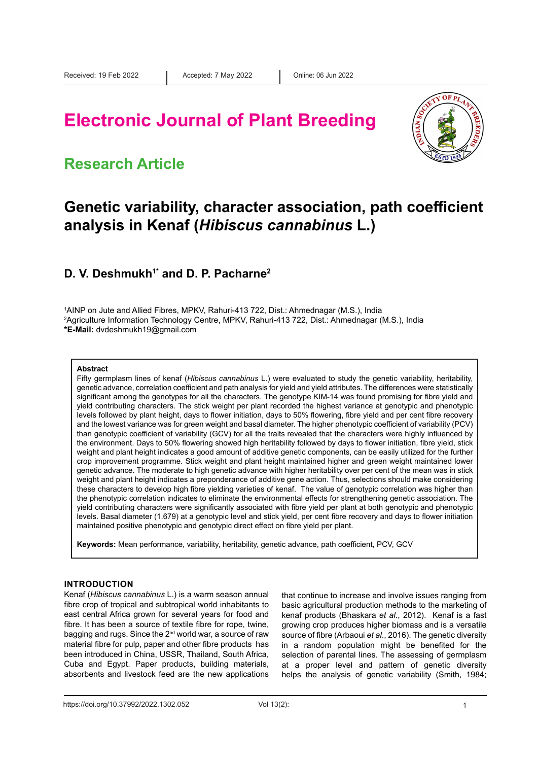Received: 19 Feb 2022 | Accepted: 7 May 2022 | Online: 06 Jun 2022

# Electronic Journal of Plant Breeding

## Research Article

# Genetic variability, character association, path coefficient analysis in Kenaf (*Hibiscus cannabinus* L.)

**D. V. Deshmukh[1*] and D. P. Pacharne[2]**

[1]AINP on Jute and Allied Fibres, MPKV, Rahuri-413 722, Dist.: Ahmednagar (M.S.), India
[2]Agriculture Information Technology Centre, MPKV, Rahuri-413 722, Dist.: Ahmednagar (M.S.), India
**\*E-Mail:** dvdeshmukh19@gmail.com

### Abstract

Fifty germplasm lines of kenaf (*Hibiscus cannabinus* L.) were evaluated to study the genetic variability, heritability, genetic advance, correlation coefficient and path analysis for yield and yield attributes. The differences were statistically significant among the genotypes for all the characters. The genotype KIM-14 was found promising for fibre yield and yield contributing characters. The stick weight per plant recorded the highest variance at genotypic and phenotypic levels followed by plant height, days to flower initiation, days to 50% flowering, fibre yield and per cent fibre recovery and the lowest variance was for green weight and basal diameter. The higher phenotypic coefficient of variability (PCV) than genotypic coefficient of variability (GCV) for all the traits revealed that the characters were highly influenced by the environment. Days to 50% flowering showed high heritability followed by days to flower initiation, fibre yield, stick weight and plant height indicates a good amount of additive genetic components, can be easily utilized for the further crop improvement programme. Stick weight and plant height maintained higher and green weight maintained lower genetic advance. The moderate to high genetic advance with higher heritability over per cent of the mean was in stick weight and plant height indicates a preponderance of additive gene action. Thus, selections should make considering these characters to develop high fibre yielding varieties of kenaf. The value of genotypic correlation was higher than the phenotypic correlation indicates to eliminate the environmental effects for strengthening genetic association. The yield contributing characters were significantly associated with fibre yield per plant at both genotypic and phenotypic levels. Basal diameter (1.679) at a genotypic level and stick yield, per cent fibre recovery and days to flower initiation maintained positive phenotypic and genotypic direct effect on fibre yield per plant.

**Keywords:** Mean performance, variability, heritability, genetic advance, path coefficient, PCV, GCV

### INTRODUCTION

Kenaf (*Hibiscus cannabinus* L.) is a warm season annual fibre crop of tropical and subtropical world inhabitants to east central Africa grown for several years for food and fibre. It has been a source of textile fibre for rope, twine, bagging and rugs. Since the 2nd world war, a source of raw material fibre for pulp, paper and other fibre products has been introduced in China, USSR, Thailand, South Africa, Cuba and Egypt. Paper products, building materials, absorbents and livestock feed are the new applications that continue to increase and involve issues ranging from basic agricultural production methods to the marketing of kenaf products (Bhaskara *et al*., 2012). Kenaf is a fast growing crop produces higher biomass and is a versatile source of fibre (Arbaoui *et al*., 2016). The genetic diversity in a random population might be benefited for the selection of parental lines. The assessing of germplasm at a proper level and pattern of genetic diversity helps the analysis of genetic variability (Smith, 1984;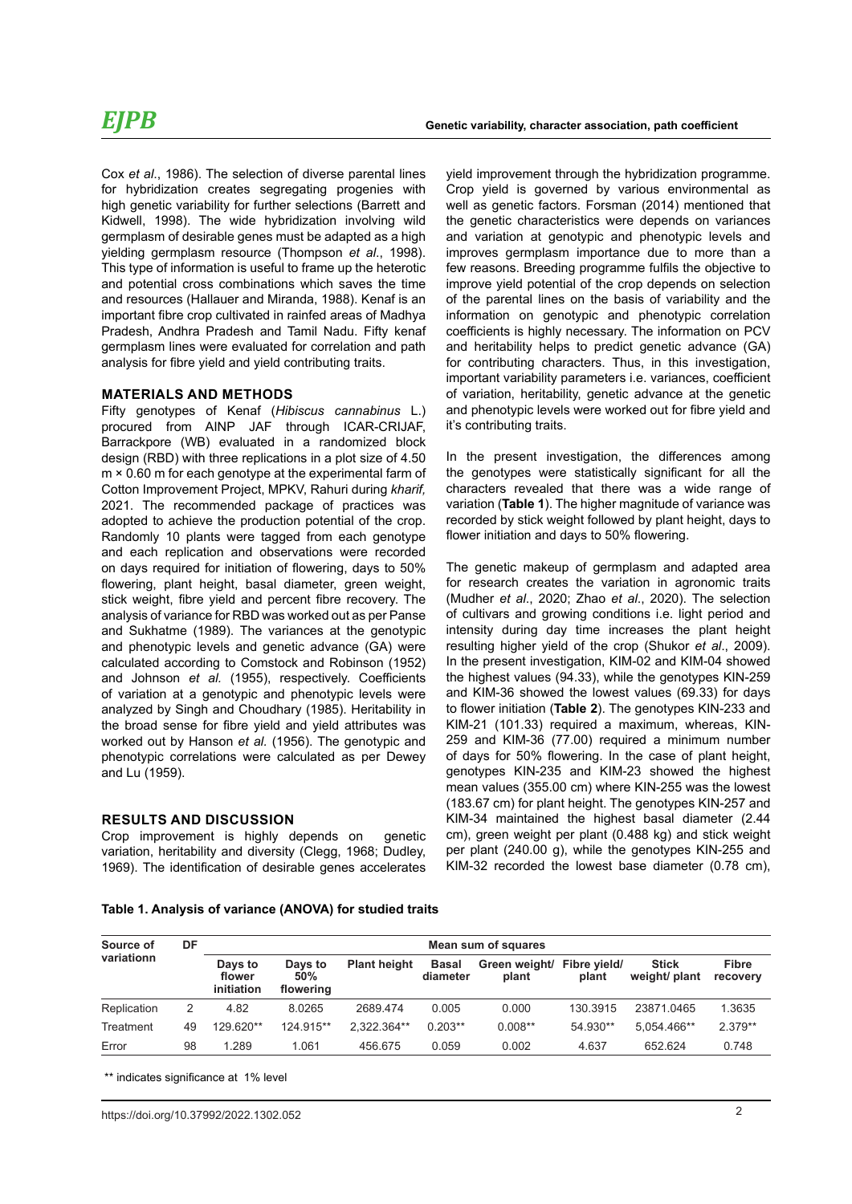Cox *et al*., 1986). The selection of diverse parental lines for hybridization creates segregating progenies with high genetic variability for further selections (Barrett and Kidwell, 1998). The wide hybridization involving wild germplasm of desirable genes must be adapted as a high yielding germplasm resource (Thompson *et al*., 1998). This type of information is useful to frame up the heterotic and potential cross combinations which saves the time and resources (Hallauer and Miranda, 1988). Kenaf is an important fibre crop cultivated in rainfed areas of Madhya Pradesh, Andhra Pradesh and Tamil Nadu. Fifty kenaf germplasm lines were evaluated for correlation and path analysis for fibre yield and yield contributing traits.

## MATERIALS AND METHODS

Fifty genotypes of Kenaf (*Hibiscus cannabinus* L.) procured from AINP JAF through ICAR-CRIJAF, Barrackpore (WB) evaluated in a randomized block design (RBD) with three replications in a plot size of 4.50 m × 0.60 m for each genotype at the experimental farm of Cotton Improvement Project, MPKV, Rahuri during *kharif*, 2021. The recommended package of practices was adopted to achieve the production potential of the crop. Randomly 10 plants were tagged from each genotype and each replication and observations were recorded on days required for initiation of flowering, days to 50% flowering, plant height, basal diameter, green weight, stick weight, fibre yield and percent fibre recovery. The analysis of variance for RBD was worked out as per Panse and Sukhatme (1989). The variances at the genotypic and phenotypic levels and genetic advance (GA) were calculated according to Comstock and Robinson (1952) and Johnson *et al.* (1955), respectively. Coefficients of variation at a genotypic and phenotypic levels were analyzed by Singh and Choudhary (1985). Heritability in the broad sense for fibre yield and yield attributes was worked out by Hanson *et al.* (1956). The genotypic and phenotypic correlations were calculated as per Dewey and Lu (1959).

## RESULTS AND DISCUSSION

Crop improvement is highly depends on genetic variation, heritability and diversity (Clegg, 1968; Dudley, 1969). The identification of desirable genes accelerates yield improvement through the hybridization programme. Crop yield is governed by various environmental as well as genetic factors. Forsman (2014) mentioned that the genetic characteristics were depends on variances and variation at genotypic and phenotypic levels and improves germplasm importance due to more than a few reasons. Breeding programme fulfils the objective to improve yield potential of the crop depends on selection of the parental lines on the basis of variability and the information on genotypic and phenotypic correlation coefficients is highly necessary. The information on PCV and heritability helps to predict genetic advance (GA) for contributing characters. Thus, in this investigation, important variability parameters i.e. variances, coefficient of variation, heritability, genetic advance at the genetic and phenotypic levels were worked out for fibre yield and it's contributing traits.

In the present investigation, the differences among the genotypes were statistically significant for all the characters revealed that there was a wide range of variation (**Table 1**). The higher magnitude of variance was recorded by stick weight followed by plant height, days to flower initiation and days to 50% flowering.

The genetic makeup of germplasm and adapted area for research creates the variation in agronomic traits (Mudher *et al*., 2020; Zhao *et al*., 2020). The selection of cultivars and growing conditions i.e. light period and intensity during day time increases the plant height resulting higher yield of the crop (Shukor *et al*., 2009). In the present investigation, KIM-02 and KIM-04 showed the highest values (94.33), while the genotypes KIN-259 and KIM-36 showed the lowest values (69.33) for days to flower initiation (**Table 2**). The genotypes KIN-233 and KIM-21 (101.33) required a maximum, whereas, KIN-259 and KIM-36 (77.00) required a minimum number of days for 50% flowering. In the case of plant height, genotypes KIN-235 and KIM-23 showed the highest mean values (355.00 cm) where KIN-255 was the lowest (183.67 cm) for plant height. The genotypes KIN-257 and KIM-34 maintained the highest basal diameter (2.44 cm), green weight per plant (0.488 kg) and stick weight per plant (240.00 g), while the genotypes KIN-255 and KIM-32 recorded the lowest base diameter (0.78 cm),

**Table 1. Analysis of variance (ANOVA) for studied traits**

| Source of variationn | DF | Mean sum of squares | | | | | | | |
|---|---|---|---|---|---|---|---|---|---|
| | | Days to flower initiation | Days to 50% flowering | Plant height | Basal diameter | Green weight/ plant | Fibre yield/ plant | Stick weight/ plant | Fibre recovery |
| Replication | 2 | 4.82 | 8.0265 | 2689.474 | 0.005 | 0.000 | 130.3915 | 23871.0465 | 1.3635 |
| Treatment | 49 | 129.620** | 124.915** | 2,322.364** | 0.203** | 0.008** | 54.930** | 5,054.466** | 2.379** |
| Error | 98 | 1.289 | 1.061 | 456.675 | 0.059 | 0.002 | 4.637 | 652.624 | 0.748 |

** indicates significance at 1% level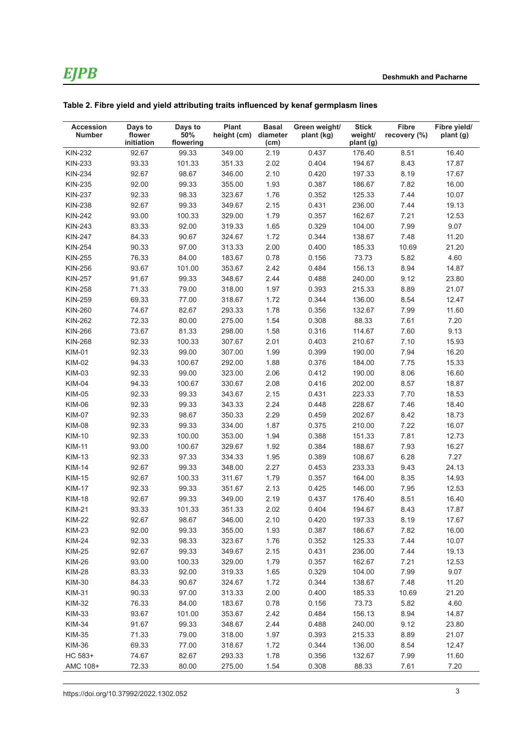**Table 2. Fibre yield and yield attributing traits influenced by kenaf germplasm lines**

| Accession Number | Days to flower initiation | Days to 50% flowering | Plant height (cm) | Basal diameter (cm) | Green weight/ plant (kg) | Stick weight/ plant (g) | Fibre recovery (%) | Fibre yield/ plant (g) |
|---|---|---|---|---|---|---|---|---|
| KIN-232 | 92.67 | 99.33 | 349.00 | 2.19 | 0.437 | 176.40 | 8.51 | 16.40 |
| KIN-233 | 93.33 | 101.33 | 351.33 | 2.02 | 0.404 | 194.67 | 8.43 | 17.87 |
| KIN-234 | 92.67 | 98.67 | 346.00 | 2.10 | 0.420 | 197.33 | 8.19 | 17.67 |
| KIN-235 | 92.00 | 99.33 | 355.00 | 1.93 | 0.387 | 186.67 | 7.82 | 16.00 |
| KIN-237 | 92.33 | 98.33 | 323.67 | 1.76 | 0.352 | 125.33 | 7.44 | 10.07 |
| KIN-238 | 92.67 | 99.33 | 349.67 | 2.15 | 0.431 | 236.00 | 7.44 | 19.13 |
| KIN-242 | 93.00 | 100.33 | 329.00 | 1.79 | 0.357 | 162.67 | 7.21 | 12.53 |
| KIN-243 | 83.33 | 92.00 | 319.33 | 1.65 | 0.329 | 104.00 | 7.99 | 9.07 |
| KIN-247 | 84.33 | 90.67 | 324.67 | 1.72 | 0.344 | 138.67 | 7.48 | 11.20 |
| KIN-254 | 90.33 | 97.00 | 313.33 | 2.00 | 0.400 | 185.33 | 10.69 | 21.20 |
| KIN-255 | 76.33 | 84.00 | 183.67 | 0.78 | 0.156 | 73.73 | 5.82 | 4.60 |
| KIN-256 | 93.67 | 101.00 | 353.67 | 2.42 | 0.484 | 156.13 | 8.94 | 14.87 |
| KIN-257 | 91.67 | 99.33 | 348.67 | 2.44 | 0.488 | 240.00 | 9.12 | 23.80 |
| KIN-258 | 71.33 | 79.00 | 318.00 | 1.97 | 0.393 | 215.33 | 8.89 | 21.07 |
| KIN-259 | 69.33 | 77.00 | 318.67 | 1.72 | 0.344 | 136.00 | 8.54 | 12.47 |
| KIN-260 | 74.67 | 82.67 | 293.33 | 1.78 | 0.356 | 132.67 | 7.99 | 11.60 |
| KIN-262 | 72.33 | 80.00 | 275.00 | 1.54 | 0.308 | 88.33 | 7.61 | 7.20 |
| KIN-266 | 73.67 | 81.33 | 298.00 | 1.58 | 0.316 | 114.67 | 7.60 | 9.13 |
| KIN-268 | 92.33 | 100.33 | 307.67 | 2.01 | 0.403 | 210.67 | 7.10 | 15.93 |
| KIM-01 | 92.33 | 99.00 | 307.00 | 1.99 | 0.399 | 190.00 | 7.94 | 16.20 |
| KIM-02 | 94.33 | 100.67 | 292.00 | 1.88 | 0.376 | 184.00 | 7.75 | 15.33 |
| KIM-03 | 92.33 | 99.00 | 323.00 | 2.06 | 0.412 | 190.00 | 8.06 | 16.60 |
| KIM-04 | 94.33 | 100.67 | 330.67 | 2.08 | 0.416 | 202.00 | 8.57 | 18.87 |
| KIM-05 | 92.33 | 99.33 | 343.67 | 2.15 | 0.431 | 223.33 | 7.70 | 18.53 |
| KIM-06 | 92.33 | 99.33 | 343.33 | 2.24 | 0.448 | 228.67 | 7.46 | 18.40 |
| KIM-07 | 92.33 | 98.67 | 350.33 | 2.29 | 0.459 | 202.67 | 8.42 | 18.73 |
| KIM-08 | 92.33 | 99.33 | 334.00 | 1.87 | 0.375 | 210.00 | 7.22 | 16.07 |
| KIM-10 | 92.33 | 100.00 | 353.00 | 1.94 | 0.388 | 151.33 | 7.81 | 12.73 |
| KIM-11 | 93.00 | 100.67 | 329.67 | 1.92 | 0.384 | 188.67 | 7.93 | 16.27 |
| KIM-13 | 92.33 | 97.33 | 334.33 | 1.95 | 0.389 | 108.67 | 6.28 | 7.27 |
| KIM-14 | 92.67 | 99.33 | 348.00 | 2.27 | 0.453 | 233.33 | 9.43 | 24.13 |
| KIM-15 | 92.67 | 100.33 | 311.67 | 1.79 | 0.357 | 164.00 | 8.35 | 14.93 |
| KIM-17 | 92.33 | 99.33 | 351.67 | 2.13 | 0.425 | 146.00 | 7.95 | 12.53 |
| KIM-18 | 92.67 | 99.33 | 349.00 | 2.19 | 0.437 | 176.40 | 8.51 | 16.40 |
| KIM-21 | 93.33 | 101.33 | 351.33 | 2.02 | 0.404 | 194.67 | 8.43 | 17.87 |
| KIM-22 | 92.67 | 98.67 | 346.00 | 2.10 | 0.420 | 197.33 | 8.19 | 17.67 |
| KIM-23 | 92.00 | 99.33 | 355.00 | 1.93 | 0.387 | 186.67 | 7.82 | 16.00 |
| KIM-24 | 92.33 | 98.33 | 323.67 | 1.76 | 0.352 | 125.33 | 7.44 | 10.07 |
| KIM-25 | 92.67 | 99.33 | 349.67 | 2.15 | 0.431 | 236.00 | 7.44 | 19.13 |
| KIM-26 | 93.00 | 100.33 | 329.00 | 1.79 | 0.357 | 162.67 | 7.21 | 12.53 |
| KIM-28 | 83.33 | 92.00 | 319.33 | 1.65 | 0.329 | 104.00 | 7.99 | 9.07 |
| KIM-30 | 84.33 | 90.67 | 324.67 | 1.72 | 0.344 | 138.67 | 7.48 | 11.20 |
| KIM-31 | 90.33 | 97.00 | 313.33 | 2.00 | 0.400 | 185.33 | 10.69 | 21.20 |
| KIM-32 | 76.33 | 84.00 | 183.67 | 0.78 | 0.156 | 73.73 | 5.82 | 4.60 |
| KIM-33 | 93.67 | 101.00 | 353.67 | 2.42 | 0.484 | 156.13 | 8.94 | 14.87 |
| KIM-34 | 91.67 | 99.33 | 348.67 | 2.44 | 0.488 | 240.00 | 9.12 | 23.80 |
| KIM-35 | 71.33 | 79.00 | 318.00 | 1.97 | 0.393 | 215.33 | 8.89 | 21.07 |
| KIM-36 | 69.33 | 77.00 | 318.67 | 1.72 | 0.344 | 136.00 | 8.54 | 12.47 |
| HC 583+ | 74.67 | 82.67 | 293.33 | 1.78 | 0.356 | 132.67 | 7.99 | 11.60 |
| AMC 108+ | 72.33 | 80.00 | 275.00 | 1.54 | 0.308 | 88.33 | 7.61 | 7.20 |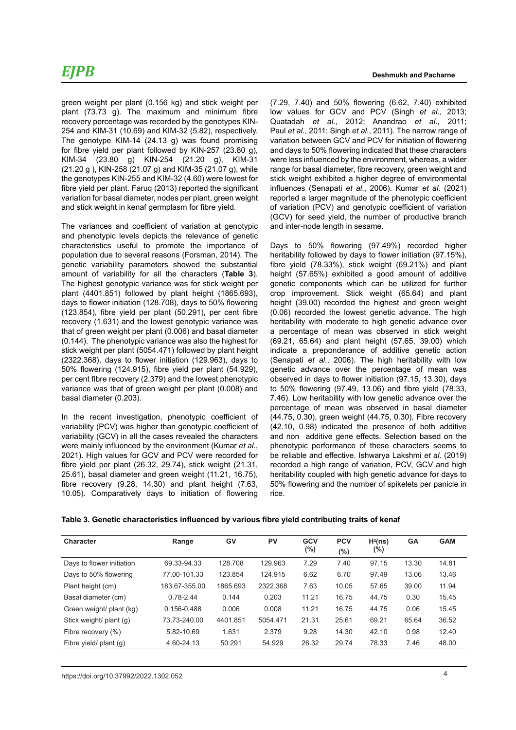green weight per plant (0.156 kg) and stick weight per plant (73.73 g). The maximum and minimum fibre recovery percentage was recorded by the genotypes KIN-254 and KIM-31 (10.69) and KIM-32 (5.82), respectively. The genotype KIM-14 (24.13 g) was found promising for fibre yield per plant followed by KIN-257 (23.80 g), KIM-34 (23.80 g) KIN-254 (21.20 g), KIM-31 (21.20 g ), KIN-258 (21.07 g) and KIM-35 (21.07 g), while the genotypes KIN-255 and KIM-32 (4.60) were lowest for fibre yield per plant. Faruq (2013) reported the significant variation for basal diameter, nodes per plant, green weight and stick weight in kenaf germplasm for fibre yield.

The variances and coefficient of variation at genotypic and phenotypic levels depicts the relevance of genetic characteristics useful to promote the importance of population due to several reasons (Forsman, 2014). The genetic variability parameters showed the substantial amount of variability for all the characters (**Table 3**). The highest genotypic variance was for stick weight per plant (4401.851) followed by plant height (1865.693), days to flower initiation (128.708), days to 50% flowering (123.854), fibre yield per plant (50.291), per cent fibre recovery (1.631) and the lowest genotypic variance was that of green weight per plant (0.006) and basal diameter (0.144). The phenotypic variance was also the highest for stick weight per plant (5054.471) followed by plant height (2322.368), days to flower initiation (129.963), days to 50% flowering (124.915), fibre yield per plant (54.929), per cent fibre recovery (2.379) and the lowest phenotypic variance was that of green weight per plant (0.008) and basal diameter (0.203).

In the recent investigation, phenotypic coefficient of variability (PCV) was higher than genotypic coefficient of variability (GCV) in all the cases revealed the characters were mainly influenced by the environment (Kumar *et al*., 2021). High values for GCV and PCV were recorded for fibre yield per plant (26.32, 29.74), stick weight (21.31, 25.61), basal diameter and green weight (11.21, 16.75), fibre recovery (9.28, 14.30) and plant height (7.63, 10.05). Comparatively days to initiation of flowering (7.29, 7.40) and 50% flowering (6.62, 7.40) exhibited low values for GCV and PCV (Singh *et al*., 2013; Quatadah *et al*., 2012; Anandrao *et al*., 2011; Paul *et al*., 2011; Singh *et al*., 2011). The narrow range of variation between GCV and PCV for initiation of flowering and days to 50% flowering indicated that these characters were less influenced by the environment, whereas, a wider range for basal diameter, fibre recovery, green weight and stick weight exhibited a higher degree of environmental influences (Senapati *et al*., 2006). Kumar *et al.* (2021) reported a larger magnitude of the phenotypic coefficient of variation (PCV) and genotypic coefficient of variation (GCV) for seed yield, the number of productive branch and inter-node length in sesame.

Days to 50% flowering (97.49%) recorded higher heritability followed by days to flower initiation (97.15%), fibre yield (78.33%), stick weight (69.21%) and plant height (57.65%) exhibited a good amount of additive genetic components which can be utilized for further crop improvement. Stick weight (65.64) and plant height (39.00) recorded the highest and green weight (0.06) recorded the lowest genetic advance. The high heritability with moderate to high genetic advance over a percentage of mean was observed in stick weight (69.21, 65.64) and plant height (57.65, 39.00) which indicate a preponderance of additive genetic action (Senapati *et al*., 2006). The high heritability with low genetic advance over the percentage of mean was observed in days to flower initiation (97.15, 13.30), days to 50% flowering (97.49, 13.06) and fibre yield (78.33, 7.46). Low heritability with low genetic advance over the percentage of mean was observed in basal diameter (44.75, 0.30), green weight (44.75, 0.30), Fibre recovery (42.10, 0.98) indicated the presence of both additive and non additive gene effects. Selection based on the phenotypic performance of these characters seems to be reliable and effective. Ishwarya Lakshmi *et al*. (2019) recorded a high range of variation, PCV, GCV and high heritability coupled with high genetic advance for days to 50% flowering and the number of spikelets per panicle in rice.

**Table 3. Genetic characteristics influenced by various fibre yield contributing traits of kenaf**

| Character | Range | GV | PV | GCV (%) | PCV (%) | $H^2$(ns) (%) | GA | GAM |
|---|---|---|---|---|---|---|---|---|
| Days to flower initiation | 69.33-94.33 | 128.708 | 129.963 | 7.29 | 7.40 | 97.15 | 13.30 | 14.81 |
| Days to 50% flowering | 77.00-101.33 | 123.854 | 124.915 | 6.62 | 6.70 | 97.49 | 13.06 | 13.46 |
| Plant height (cm) | 183.67-355.00 | 1865.693 | 2322.368 | 7.63 | 10.05 | 57.65 | 39.00 | 11.94 |
| Basal diameter (cm) | 0.78-2.44 | 0.144 | 0.203 | 11.21 | 16.75 | 44.75 | 0.30 | 15.45 |
| Green weight/ plant (kg) | 0.156-0.488 | 0.006 | 0.008 | 11.21 | 16.75 | 44.75 | 0.06 | 15.45 |
| Stick weight/ plant (g) | 73.73-240.00 | 4401.851 | 5054.471 | 21.31 | 25.61 | 69.21 | 65.64 | 36.52 |
| Fibre recovery (%) | 5.82-10.69 | 1.631 | 2.379 | 9.28 | 14.30 | 42.10 | 0.98 | 12.40 |
| Fibre yield/ plant (g) | 4.60-24.13 | 50.291 | 54.929 | 26.32 | 29.74 | 78.33 | 7.46 | 48.00 |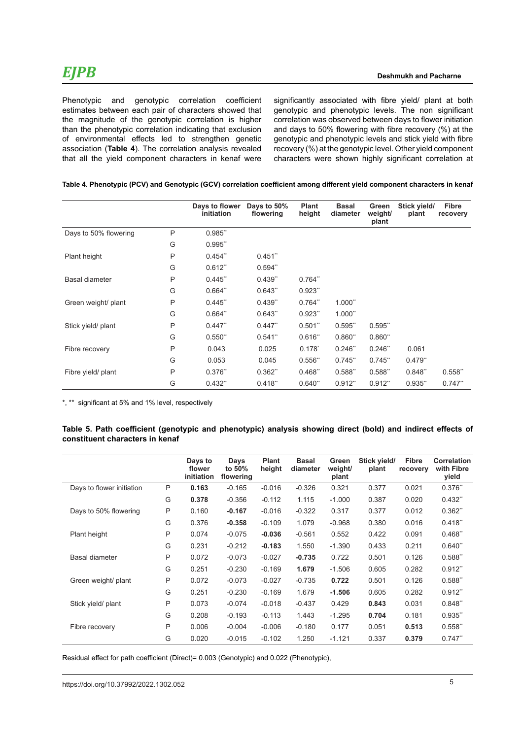Phenotypic and genotypic correlation coefficient estimates between each pair of characters showed that the magnitude of the genotypic correlation is higher than the phenotypic correlation indicating that exclusion of environmental effects led to strengthen genetic association (**Table 4**). The correlation analysis revealed that all the yield component characters in kenaf were significantly associated with fibre yield/ plant at both genotypic and phenotypic levels. The non significant correlation was observed between days to flower initiation and days to 50% flowering with fibre recovery (%) at the genotypic and phenotypic levels and stick yield with fibre recovery (%) at the genotypic level. Other yield component characters were shown highly significant correlation at

**Table 4. Phenotypic (PCV) and Genotypic (GCV) correlation coefficient among different yield component characters in kenaf**

| | | Days to flower initiation | Days to 50% flowering | Plant height | Basal diameter | Green weight/ plant | Stick yield/ plant | Fibre recovery |
|---|---|---|---|---|---|---|---|---|
| Days to 50% flowering | P | 0.985** | | | | | | |
| | G | 0.995** | | | | | | |
| Plant height | P | 0.454** | 0.451** | | | | | |
| | G | 0.612** | 0.594** | | | | | |
| Basal diameter | P | 0.445** | 0.439** | 0.764** | | | | |
| | G | 0.664** | 0.643** | 0.923** | | | | |
| Green weight/ plant | P | 0.445** | 0.439** | 0.764** | 1.000** | | | |
| | G | 0.664** | 0.643** | 0.923** | 1.000** | | | |
| Stick yield/ plant | P | 0.447** | 0.447** | 0.501** | 0.595** | 0.595** | | |
| | G | 0.550** | 0.541** | 0.616** | 0.860** | 0.860** | | |
| Fibre recovery | P | 0.043 | 0.025 | 0.178* | 0.246** | 0.246** | 0.061 | |
| | G | 0.053 | 0.045 | 0.556** | 0.745** | 0.745** | 0.479** | |
| Fibre yield/ plant | P | 0.376** | 0.362** | 0.468** | 0.588** | 0.588** | 0.848** | 0.558** |
| | G | 0.432** | 0.418** | 0.640** | 0.912** | 0.912** | 0.935** | 0.747** |

*, ** significant at 5% and 1% level, respectively

**Table 5. Path coefficient (genotypic and phenotypic) analysis showing direct (bold) and indirect effects of constituent characters in kenaf**

| | | Days to flower initiation | Days to 50% flowering | Plant height | Basal diameter | Green weight/ plant | Stick yield/ plant | Fibre recovery | Correlation with Fibre yield |
|---|---|---|---|---|---|---|---|---|---|
| Days to flower initiation | P | **0.163** | -0.165 | -0.016 | -0.326 | 0.321 | 0.377 | 0.021 | 0.376** |
| | G | **0.378** | -0.356 | -0.112 | 1.115 | -1.000 | 0.387 | 0.020 | 0.432** |
| Days to 50% flowering | P | 0.160 | **-0.167** | -0.016 | -0.322 | 0.317 | 0.377 | 0.012 | 0.362** |
| | G | 0.376 | **-0.358** | -0.109 | 1.079 | -0.968 | 0.380 | 0.016 | 0.418** |
| Plant height | P | 0.074 | -0.075 | **-0.036** | -0.561 | 0.552 | 0.422 | 0.091 | 0.468** |
| | G | 0.231 | -0.212 | **-0.183** | 1.550 | -1.390 | 0.433 | 0.211 | 0.640** |
| Basal diameter | P | 0.072 | -0.073 | -0.027 | **-0.735** | 0.722 | 0.501 | 0.126 | 0.588** |
| | G | 0.251 | -0.230 | -0.169 | **1.679** | -1.506 | 0.605 | 0.282 | 0.912** |
| Green weight/ plant | P | 0.072 | -0.073 | -0.027 | -0.735 | **0.722** | 0.501 | 0.126 | 0.588** |
| | G | 0.251 | -0.230 | -0.169 | 1.679 | **-1.506** | 0.605 | 0.282 | 0.912** |
| Stick yield/ plant | P | 0.073 | -0.074 | -0.018 | -0.437 | 0.429 | **0.843** | 0.031 | 0.848** |
| | G | 0.208 | -0.193 | -0.113 | 1.443 | -1.295 | **0.704** | 0.181 | 0.935** |
| Fibre recovery | P | 0.006 | -0.004 | -0.006 | -0.180 | 0.177 | 0.051 | **0.513** | 0.558** |
| | G | 0.020 | -0.015 | -0.102 | 1.250 | -1.121 | 0.337 | **0.379** | 0.747** |

Residual effect for path coefficient (Direct)= 0.003 (Genotypic) and 0.022 (Phenotypic),

https://doi.org/10.37992/2022.1302.052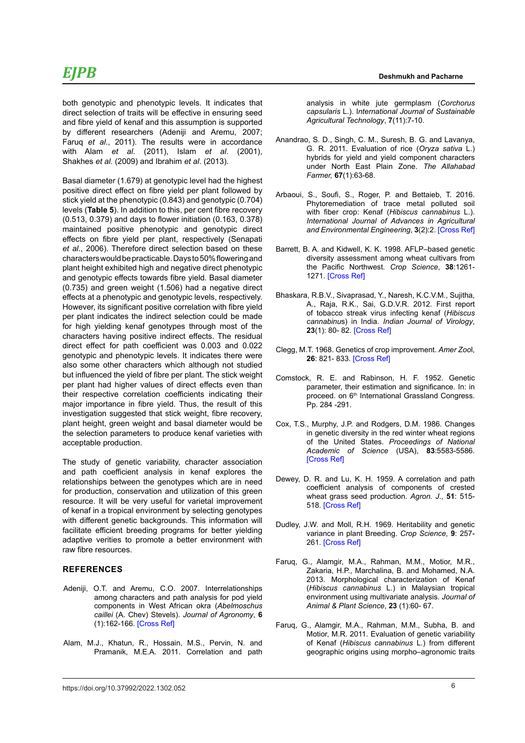both genotypic and phenotypic levels. It indicates that direct selection of traits will be effective in ensuring seed and fibre yield of kenaf and this assumption is supported by different researchers (Adeniji and Aremu, 2007; Faruq *et al*., 2011). The results were in accordance with Alam *et al*. (2011), Islam *et al*. (2001), Shakhes *et al*. (2009) and Ibrahim *et al*. (2013).

Basal diameter (1.679) at genotypic level had the highest positive direct effect on fibre yield per plant followed by stick yield at the phenotypic (0.843) and genotypic (0.704) levels (**Table 5**). In addition to this, per cent fibre recovery (0.513, 0.379) and days to flower initiation (0.163, 0.378) maintained positive phenotypic and genotypic direct effects on fibre yield per plant, respectively (Senapati *et al*., 2006). Therefore direct selection based on these characters would be practicable. Days to 50% flowering and plant height exhibited high and negative direct phenotypic and genotypic effects towards fibre yield. Basal diameter (0.735) and green weight (1.506) had a negative direct effects at a phenotypic and genotypic levels, respectively. However, its significant positive correlation with fibre yield per plant indicates the indirect selection could be made for high yielding kenaf genotypes through most of the characters having positive indirect effects. The residual direct effect for path coefficient was 0.003 and 0.022 genotypic and phenotypic levels. It indicates there were also some other characters which although not studied but influenced the yield of fibre per plant. The stick weight per plant had higher values of direct effects even than their respective correlation coefficients indicating their major importance in fibre yield. Thus, the result of this investigation suggested that stick weight, fibre recovery, plant height, green weight and basal diameter would be the selection parameters to produce kenaf varieties with acceptable production.

The study of genetic variability, character association and path coefficient analysis in kenaf explores the relationships between the genotypes which are in need for production, conservation and utilization of this green resource. It will be very useful for varietal improvement of kenaf in a tropical environment by selecting genotypes with different genetic backgrounds. This information will facilitate efficient breeding programs for better yielding adaptive verities to promote a better environment with raw fibre resources.

## REFERENCES

Adeniji, O.T. and Aremu, C.O. 2007. Interrelationships among characters and path analysis for pod yield components in West African okra (*Abelmoschus caillei* (A. Chev) Stevels). *Journal of Agronomy*, **6** (1):162-166. [Cross Ref]

Alam, M.J., Khatun, R., Hossain, M.S., Pervin, N. and Pramanik, M.E.A. 2011. Correlation and path analysis in white jute germplasm (*Corchorus capsularis* L.). I*nternational Journal of Sustainable Agricultural Technology*, **7**(11):7-10.

Anandrao, S. D., Singh, C. M., Suresh, B. G. and Lavanya, G. R. 2011. Evaluation of rice (*Oryza sativa* L.) hybrids for yield and yield component characters under North East Plain Zone. *The Allahabad Farmer,* **67**(1):63-68.

Arbaoui, S., Soufi, S., Roger, P. and Bettaieb, T. 2016. Phytoremediation of trace metal polluted soil with fiber crop: Kenaf (*Hibiscus cannabinus* L.). *International Journal of Advances in Agricultural and Environmental Engineering*, **3**(2):2. [Cross Ref]

Barrett, B. A. and Kidwell, K. K. 1998. AFLP–based genetic diversity assessment among wheat cultivars from the Pacific Northwest. *Crop Science*, **38**:1261-1271. [Cross Ref]

Bhaskara, R.B.V., Sivaprasad, Y., Naresh, K.C.V.M., Sujitha, A., Raja, R.K., Sai, G.D.V.R. 2012. First report of tobacco streak virus infecting kenaf (*Hibiscus cannabinus*) in India. *Indian Journal of Virology*, **23**(1): 80- 82. [Cross Ref]

Clegg, M.T. 1968. Genetics of crop improvement. *Amer Zoo*l, **26**: 821- 833. [Cross Ref]

Comstock, R. E. and Robinson, H. F. 1952. Genetic parameter, their estimation and significance. In: in proceed. on 6th International Grassland Congress. Pp. 284 -291.

Cox, T.S., Murphy, J.P. and Rodgers, D.M. 1986. Changes in genetic diversity in the red winter wheat regions of the United States. *Proceedings of National Academic of Science* (USA), **83**:5583-5586. [Cross Ref]

Dewey, D. R. and Lu, K. H. 1959. A correlation and path coefficient analysis of components of crested wheat grass seed production. *Agron. J*., **51**: 515-518. [Cross Ref]

Dudley, J.W. and Moll, R.H. 1969. Heritability and genetic variance in plant Breeding. *Crop Science*, **9**: 257-261. [Cross Ref]

Faruq, G., Alamgir, M.A., Rahman, M.M., Motior, M.R., Zakaria, H.P., Marchalina, B. and Mohamed, N.A. 2013. Morphological characterization of Kenaf (*Hibiscus cannabinus* L.) in Malaysian tropical environment using multivariate analysis. *Journal of Animal & Plant Science*, **23** (1):60- 67.

Faruq, G., Alamgir, M.A., Rahman, M.M., Subha, B. and Motior, M.R. 2011. Evaluation of genetic variability of Kenaf (*Hibiscus cannabinus* L.) from different geographic origins using morpho–agronomic traits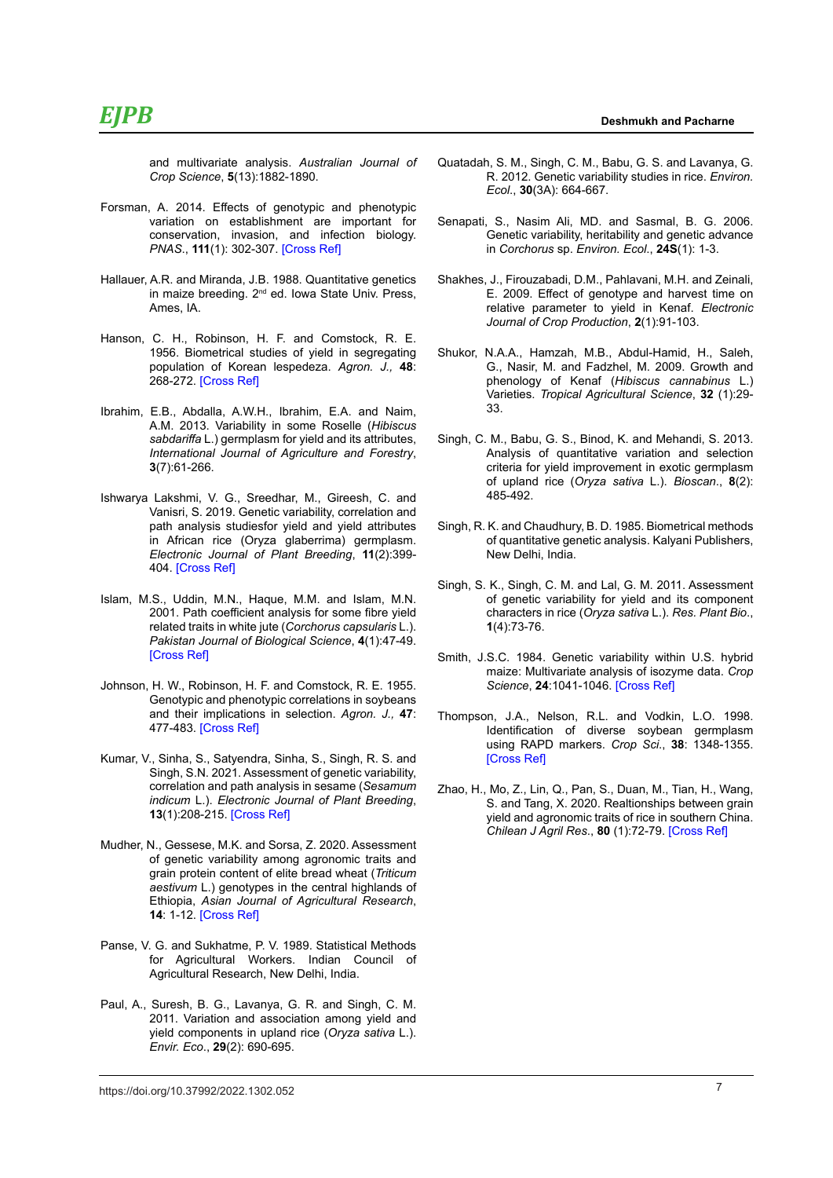and multivariate analysis. *Australian Journal of Crop Science*, **5**(13):1882-1890.

Forsman, A. 2014. Effects of genotypic and phenotypic variation on establishment are important for conservation, invasion, and infection biology. *PNAS.*, **111**(1): 302-307. [Cross Ref]

Hallauer, A.R. and Miranda, J.B. 1988. Quantitative genetics in maize breeding. 2nd ed. Iowa State Univ. Press, Ames, IA.

Hanson, C. H., Robinson, H. F. and Comstock, R. E. 1956. Biometrical studies of yield in segregating population of Korean lespedeza. *Agron. J.,* **48**: 268-272. [Cross Ref]

Ibrahim, E.B., Abdalla, A.W.H., Ibrahim, E.A. and Naim, A.M. 2013. Variability in some Roselle (*Hibiscus sabdariffa* L.) germplasm for yield and its attributes, *International Journal of Agriculture and Forestry*, **3**(7):61-266.

Ishwarya Lakshmi, V. G., Sreedhar, M., Gireesh, C. and Vanisri, S. 2019. Genetic variability, correlation and path analysis studiesfor yield and yield attributes in African rice (Oryza glaberrima) germplasm. *Electronic Journal of Plant Breeding*, **11**(2):399-404. [Cross Ref]

Islam, M.S., Uddin, M.N., Haque, M.M. and Islam, M.N. 2001. Path coefficient analysis for some fibre yield related traits in white jute (*Corchorus capsularis* L.). *Pakistan Journal of Biological Science*, **4**(1):47-49. [Cross Ref]

Johnson, H. W., Robinson, H. F. and Comstock, R. E. 1955. Genotypic and phenotypic correlations in soybeans and their implications in selection. *Agron. J.,* **47**: 477-483. [Cross Ref]

Kumar, V., Sinha, S., Satyendra, Sinha, S., Singh, R. S. and Singh, S.N. 2021. Assessment of genetic variability, correlation and path analysis in sesame (*Sesamum indicum* L.). *Electronic Journal of Plant Breeding*, **13**(1):208-215. [Cross Ref]

Mudher, N., Gessese, M.K. and Sorsa, Z. 2020. Assessment of genetic variability among agronomic traits and grain protein content of elite bread wheat (*Triticum aestivum* L.) genotypes in the central highlands of Ethiopia, *Asian Journal of Agricultural Research*, **14**: 1-12. [Cross Ref]

Panse, V. G. and Sukhatme, P. V. 1989. Statistical Methods for Agricultural Workers. Indian Council of Agricultural Research, New Delhi, India.

Paul, A., Suresh, B. G., Lavanya, G. R. and Singh, C. M. 2011. Variation and association among yield and yield components in upland rice (*Oryza sativa* L.). *Envir. Eco*., **29**(2): 690-695.

Quatadah, S. M., Singh, C. M., Babu, G. S. and Lavanya, G. R. 2012. Genetic variability studies in rice. *Environ. Ecol.*, **30**(3A): 664-667.

Senapati, S., Nasim Ali, MD. and Sasmal, B. G. 2006. Genetic variability, heritability and genetic advance in *Corchorus* sp. *Environ. Ecol*., **24S**(1): 1-3.

Shakhes, J., Firouzabadi, D.M., Pahlavani, M.H. and Zeinali, E. 2009. Effect of genotype and harvest time on relative parameter to yield in Kenaf. *Electronic Journal of Crop Production*, **2**(1):91-103.

Shukor, N.A.A., Hamzah, M.B., Abdul-Hamid, H., Saleh, G., Nasir, M. and Fadzhel, M. 2009. Growth and phenology of Kenaf (*Hibiscus cannabinus* L.) Varieties. *Tropical Agricultural Science*, **32** (1):29-33.

Singh, C. M., Babu, G. S., Binod, K. and Mehandi, S. 2013. Analysis of quantitative variation and selection criteria for yield improvement in exotic germplasm of upland rice (*Oryza sativa* L.). *Bioscan*., **8**(2): 485-492.

Singh, R. K. and Chaudhury, B. D. 1985. Biometrical methods of quantitative genetic analysis. Kalyani Publishers, New Delhi, India.

Singh, S. K., Singh, C. M. and Lal, G. M. 2011. Assessment of genetic variability for yield and its component characters in rice (*Oryza sativa* L.). *Res. Plant Bio*., **1**(4):73-76.

Smith, J.S.C. 1984. Genetic variability within U.S. hybrid maize: Multivariate analysis of isozyme data. *Crop Science*, **24**:1041-1046. [Cross Ref]

Thompson, J.A., Nelson, R.L. and Vodkin, L.O. 1998. Identification of diverse soybean germplasm using RAPD markers. *Crop Sci*., **38**: 1348-1355. [Cross Ref]

Zhao, H., Mo, Z., Lin, Q., Pan, S., Duan, M., Tian, H., Wang, S. and Tang, X. 2020. Realtionships between grain yield and agronomic traits of rice in southern China. *Chilean J Agril Res*., **80** (1):72-79. [Cross Ref]

https://doi.org/10.37992/2022.1302.052